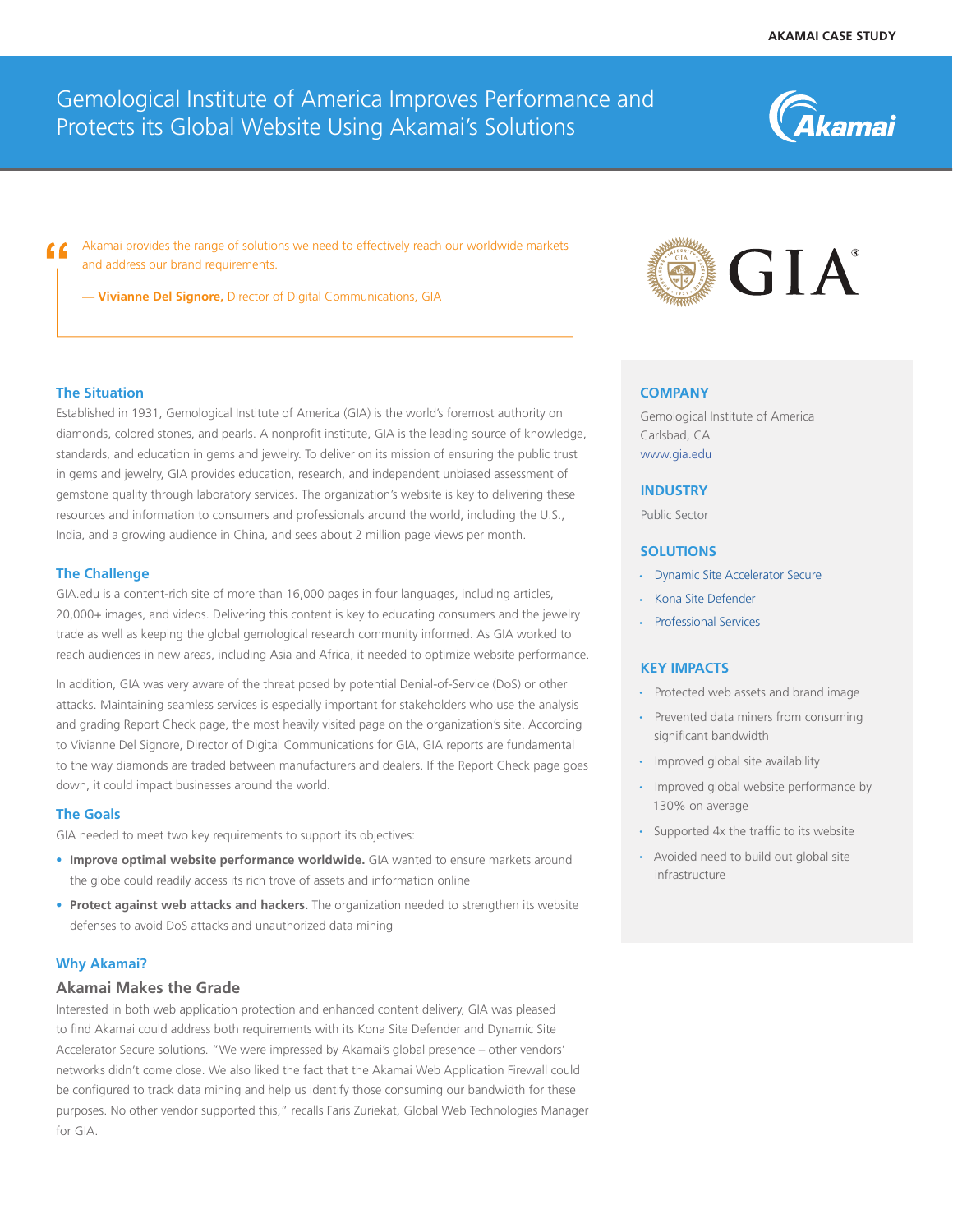AKAMAI CASE STUDY

# Gemological Institute of America Improves Performance and Protects its Global Website Using Akamai's Solutions

> Akamai provides the range of solutions we need to effectively reach our worldwide markets and address our brand requirements.
>
> **— Vivianne Del Signore,** Director of Digital Communications, GIA

## The Situation

Established in 1931, Gemological Institute of America (GIA) is the world's foremost authority on diamonds, colored stones, and pearls. A nonprofit institute, GIA is the leading source of knowledge, standards, and education in gems and jewelry. To deliver on its mission of ensuring the public trust in gems and jewelry, GIA provides education, research, and independent unbiased assessment of gemstone quality through laboratory services. The organization's website is key to delivering these resources and information to consumers and professionals around the world, including the U.S., India, and a growing audience in China, and sees about 2 million page views per month.

## The Challenge

GIA.edu is a content-rich site of more than 16,000 pages in four languages, including articles, 20,000+ images, and videos. Delivering this content is key to educating consumers and the jewelry trade as well as keeping the global gemological research community informed. As GIA worked to reach audiences in new areas, including Asia and Africa, it needed to optimize website performance.

In addition, GIA was very aware of the threat posed by potential Denial-of-Service (DoS) or other attacks. Maintaining seamless services is especially important for stakeholders who use the analysis and grading Report Check page, the most heavily visited page on the organization's site. According to Vivianne Del Signore, Director of Digital Communications for GIA, GIA reports are fundamental to the way diamonds are traded between manufacturers and dealers. If the Report Check page goes down, it could impact businesses around the world.

## The Goals

GIA needed to meet two key requirements to support its objectives:

- **Improve optimal website performance worldwide.** GIA wanted to ensure markets around the globe could readily access its rich trove of assets and information online
- **Protect against web attacks and hackers.** The organization needed to strengthen its website defenses to avoid DoS attacks and unauthorized data mining

## Why Akamai?

### Akamai Makes the Grade

Interested in both web application protection and enhanced content delivery, GIA was pleased to find Akamai could address both requirements with its Kona Site Defender and Dynamic Site Accelerator Secure solutions. "We were impressed by Akamai's global presence – other vendors' networks didn't come close. We also liked the fact that the Akamai Web Application Firewall could be configured to track data mining and help us identify those consuming our bandwidth for these purposes. No other vendor supported this," recalls Faris Zuriekat, Global Web Technologies Manager for GIA.

### COMPANY

Gemological Institute of America
Carlsbad, CA
www.gia.edu

### INDUSTRY

Public Sector

### SOLUTIONS

- Dynamic Site Accelerator Secure
- Kona Site Defender
- Professional Services

### KEY IMPACTS

- Protected web assets and brand image
- Prevented data miners from consuming significant bandwidth
- Improved global site availability
- Improved global website performance by 130% on average
- Supported 4x the traffic to its website
- Avoided need to build out global site infrastructure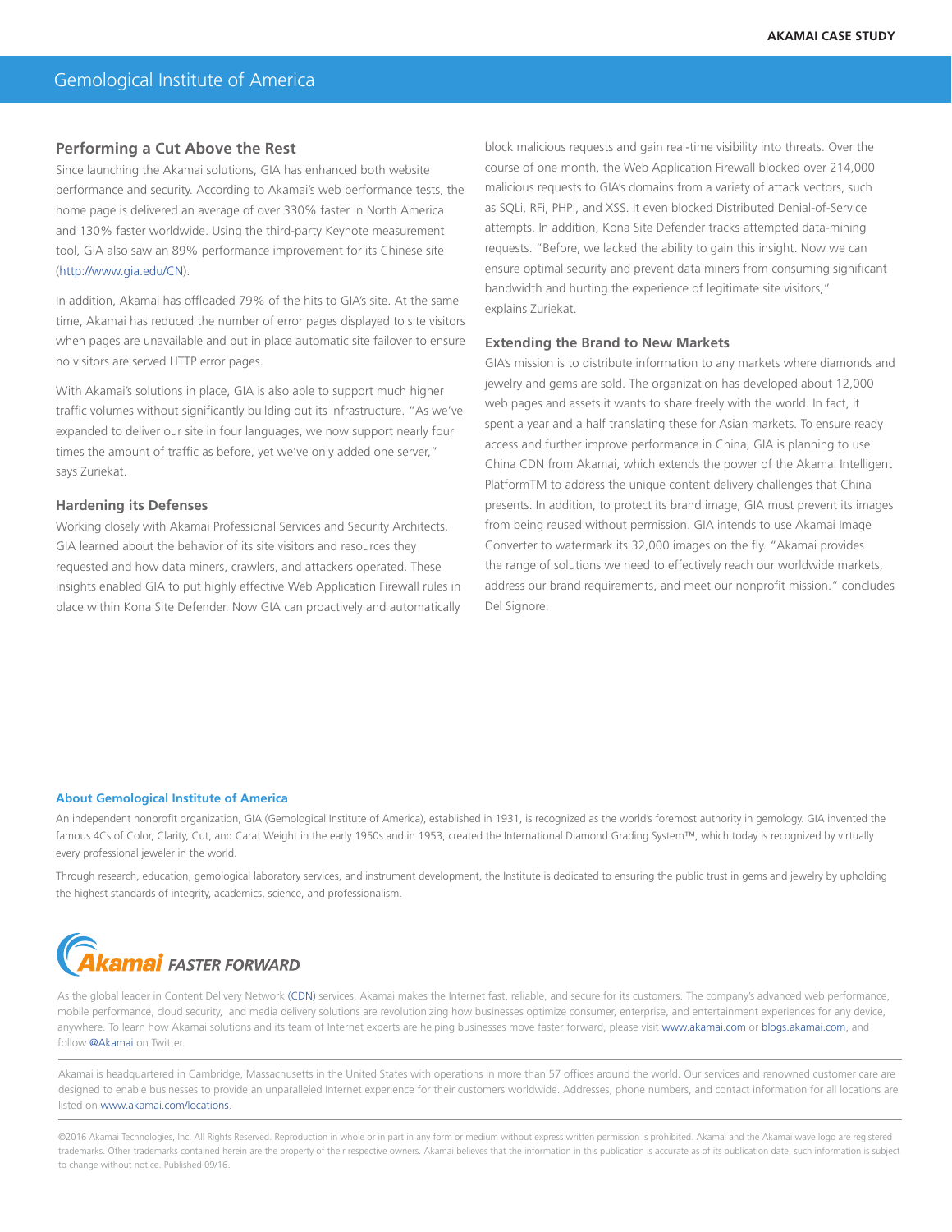## Performing a Cut Above the Rest

Since launching the Akamai solutions, GIA has enhanced both website performance and security. According to Akamai's web performance tests, the home page is delivered an average of over 330% faster in North America and 130% faster worldwide. Using the third-party Keynote measurement tool, GIA also saw an 89% performance improvement for its Chinese site (http://www.gia.edu/CN).

In addition, Akamai has offloaded 79% of the hits to GIA's site. At the same time, Akamai has reduced the number of error pages displayed to site visitors when pages are unavailable and put in place automatic site failover to ensure no visitors are served HTTP error pages.

With Akamai's solutions in place, GIA is also able to support much higher traffic volumes without significantly building out its infrastructure. "As we've expanded to deliver our site in four languages, we now support nearly four times the amount of traffic as before, yet we've only added one server," says Zuriekat.

## Hardening its Defenses

Working closely with Akamai Professional Services and Security Architects, GIA learned about the behavior of its site visitors and resources they requested and how data miners, crawlers, and attackers operated. These insights enabled GIA to put highly effective Web Application Firewall rules in place within Kona Site Defender. Now GIA can proactively and automatically block malicious requests and gain real-time visibility into threats. Over the course of one month, the Web Application Firewall blocked over 214,000 malicious requests to GIA's domains from a variety of attack vectors, such as SQLi, RFi, PHPi, and XSS. It even blocked Distributed Denial-of-Service attempts. In addition, Kona Site Defender tracks attempted data-mining requests. "Before, we lacked the ability to gain this insight. Now we can ensure optimal security and prevent data miners from consuming significant bandwidth and hurting the experience of legitimate site visitors," explains Zuriekat.

## Extending the Brand to New Markets

GIA's mission is to distribute information to any markets where diamonds and jewelry and gems are sold. The organization has developed about 12,000 web pages and assets it wants to share freely with the world. In fact, it spent a year and a half translating these for Asian markets. To ensure ready access and further improve performance in China, GIA is planning to use China CDN from Akamai, which extends the power of the Akamai Intelligent PlatformTM to address the unique content delivery challenges that China presents. In addition, to protect its brand image, GIA must prevent its images from being reused without permission. GIA intends to use Akamai Image Converter to watermark its 32,000 images on the fly. "Akamai provides the range of solutions we need to effectively reach our worldwide markets, address our brand requirements, and meet our nonprofit mission." concludes Del Signore.

### About Gemological Institute of America

An independent nonprofit organization, GIA (Gemological Institute of America), established in 1931, is recognized as the world's foremost authority in gemology. GIA invented the famous 4Cs of Color, Clarity, Cut, and Carat Weight in the early 1950s and in 1953, created the International Diamond Grading System™, which today is recognized by virtually every professional jeweler in the world.

Through research, education, gemological laboratory services, and instrument development, the Institute is dedicated to ensuring the public trust in gems and jewelry by upholding the highest standards of integrity, academics, science, and professionalism.

Akamai FASTER FORWARD

As the global leader in Content Delivery Network (CDN) services, Akamai makes the Internet fast, reliable, and secure for its customers. The company's advanced web performance, mobile performance, cloud security, and media delivery solutions are revolutionizing how businesses optimize consumer, enterprise, and entertainment experiences for any device, anywhere. To learn how Akamai solutions and its team of Internet experts are helping businesses move faster forward, please visit www.akamai.com or blogs.akamai.com, and follow @Akamai on Twitter.

Akamai is headquartered in Cambridge, Massachusetts in the United States with operations in more than 57 offices around the world. Our services and renowned customer care are designed to enable businesses to provide an unparalleled Internet experience for their customers worldwide. Addresses, phone numbers, and contact information for all locations are listed on www.akamai.com/locations.

©2016 Akamai Technologies, Inc. All Rights Reserved. Reproduction in whole or in part in any form or medium without express written permission is prohibited. Akamai and the Akamai wave logo are registered trademarks. Other trademarks contained herein are the property of their respective owners. Akamai believes that the information in this publication is accurate as of its publication date; such information is subject to change without notice. Published 09/16.